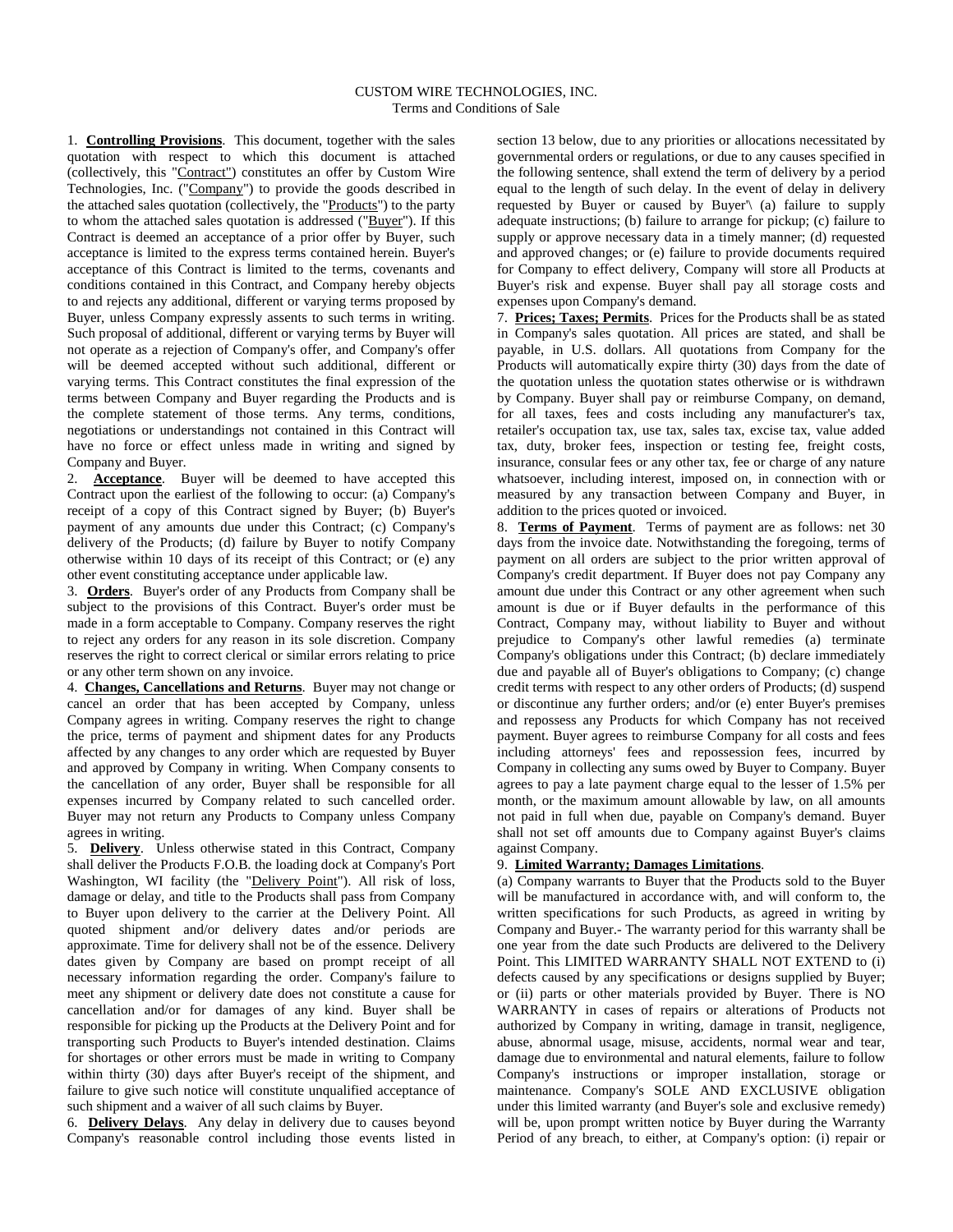CUSTOM WIRE TECHNOLOGIES, INC.
Terms and Conditions of Sale

1. **Controlling Provisions**. This document, together with the sales quotation with respect to which this document is attached (collectively, this "Contract") constitutes an offer by Custom Wire Technologies, Inc. ("Company") to provide the goods described in the attached sales quotation (collectively, the "Products") to the party to whom the attached sales quotation is addressed ("Buyer"). If this Contract is deemed an acceptance of a prior offer by Buyer, such acceptance is limited to the express terms contained herein. Buyer's acceptance of this Contract is limited to the terms, covenants and conditions contained in this Contract, and Company hereby objects to and rejects any additional, different or varying terms proposed by Buyer, unless Company expressly assents to such terms in writing. Such proposal of additional, different or varying terms by Buyer will not operate as a rejection of Company's offer, and Company's offer will be deemed accepted without such additional, different or varying terms. This Contract constitutes the final expression of the terms between Company and Buyer regarding the Products and is the complete statement of those terms. Any terms, conditions, negotiations or understandings not contained in this Contract will have no force or effect unless made in writing and signed by Company and Buyer.

2. **Acceptance**. Buyer will be deemed to have accepted this Contract upon the earliest of the following to occur: (a) Company's receipt of a copy of this Contract signed by Buyer; (b) Buyer's payment of any amounts due under this Contract; (c) Company's delivery of the Products; (d) failure by Buyer to notify Company otherwise within 10 days of its receipt of this Contract; or (e) any other event constituting acceptance under applicable law.

3. **Orders**. Buyer's order of any Products from Company shall be subject to the provisions of this Contract. Buyer's order must be made in a form acceptable to Company. Company reserves the right to reject any orders for any reason in its sole discretion. Company reserves the right to correct clerical or similar errors relating to price or any other term shown on any invoice.

4. **Changes, Cancellations and Returns**. Buyer may not change or cancel an order that has been accepted by Company, unless Company agrees in writing. Company reserves the right to change the price, terms of payment and shipment dates for any Products affected by any changes to any order which are requested by Buyer and approved by Company in writing. When Company consents to the cancellation of any order, Buyer shall be responsible for all expenses incurred by Company related to such cancelled order. Buyer may not return any Products to Company unless Company agrees in writing.

5. **Delivery**. Unless otherwise stated in this Contract, Company shall deliver the Products F.O.B. the loading dock at Company's Port Washington, WI facility (the "Delivery Point"). All risk of loss, damage or delay, and title to the Products shall pass from Company to Buyer upon delivery to the carrier at the Delivery Point. All quoted shipment and/or delivery dates and/or periods are approximate. Time for delivery shall not be of the essence. Delivery dates given by Company are based on prompt receipt of all necessary information regarding the order. Company's failure to meet any shipment or delivery date does not constitute a cause for cancellation and/or for damages of any kind. Buyer shall be responsible for picking up the Products at the Delivery Point and for transporting such Products to Buyer's intended destination. Claims for shortages or other errors must be made in writing to Company within thirty (30) days after Buyer's receipt of the shipment, and failure to give such notice will constitute unqualified acceptance of such shipment and a waiver of all such claims by Buyer.

6. **Delivery Delays**. Any delay in delivery due to causes beyond Company's reasonable control including those events listed in section 13 below, due to any priorities or allocations necessitated by governmental orders or regulations, or due to any causes specified in the following sentence, shall extend the term of delivery by a period equal to the length of such delay. In the event of delay in delivery requested by Buyer or caused by Buyer'\ (a) failure to supply adequate instructions; (b) failure to arrange for pickup; (c) failure to supply or approve necessary data in a timely manner; (d) requested and approved changes; or (e) failure to provide documents required for Company to effect delivery, Company will store all Products at Buyer's risk and expense. Buyer shall pay all storage costs and expenses upon Company's demand.

7. **Prices; Taxes; Permits**. Prices for the Products shall be as stated in Company's sales quotation. All prices are stated, and shall be payable, in U.S. dollars. All quotations from Company for the Products will automatically expire thirty (30) days from the date of the quotation unless the quotation states otherwise or is withdrawn by Company. Buyer shall pay or reimburse Company, on demand, for all taxes, fees and costs including any manufacturer's tax, retailer's occupation tax, use tax, sales tax, excise tax, value added tax, duty, broker fees, inspection or testing fee, freight costs, insurance, consular fees or any other tax, fee or charge of any nature whatsoever, including interest, imposed on, in connection with or measured by any transaction between Company and Buyer, in addition to the prices quoted or invoiced.

8. **Terms of Payment**. Terms of payment are as follows: net 30 days from the invoice date. Notwithstanding the foregoing, terms of payment on all orders are subject to the prior written approval of Company's credit department. If Buyer does not pay Company any amount due under this Contract or any other agreement when such amount is due or if Buyer defaults in the performance of this Contract, Company may, without liability to Buyer and without prejudice to Company's other lawful remedies (a) terminate Company's obligations under this Contract; (b) declare immediately due and payable all of Buyer's obligations to Company; (c) change credit terms with respect to any other orders of Products; (d) suspend or discontinue any further orders; and/or (e) enter Buyer's premises and repossess any Products for which Company has not received payment. Buyer agrees to reimburse Company for all costs and fees including attorneys' fees and repossession fees, incurred by Company in collecting any sums owed by Buyer to Company. Buyer agrees to pay a late payment charge equal to the lesser of 1.5% per month, or the maximum amount allowable by law, on all amounts not paid in full when due, payable on Company's demand. Buyer shall not set off amounts due to Company against Buyer's claims against Company.

9. **Limited Warranty; Damages Limitations**.

(a) Company warrants to Buyer that the Products sold to the Buyer will be manufactured in accordance with, and will conform to, the written specifications for such Products, as agreed in writing by Company and Buyer.- The warranty period for this warranty shall be one year from the date such Products are delivered to the Delivery Point. This LIMITED WARRANTY SHALL NOT EXTEND to (i) defects caused by any specifications or designs supplied by Buyer; or (ii) parts or other materials provided by Buyer. There is NO WARRANTY in cases of repairs or alterations of Products not authorized by Company in writing, damage in transit, negligence, abuse, abnormal usage, misuse, accidents, normal wear and tear, damage due to environmental and natural elements, failure to follow Company's instructions or improper installation, storage or maintenance. Company's SOLE AND EXCLUSIVE obligation under this limited warranty (and Buyer's sole and exclusive remedy) will be, upon prompt written notice by Buyer during the Warranty Period of any breach, to either, at Company's option: (i) repair or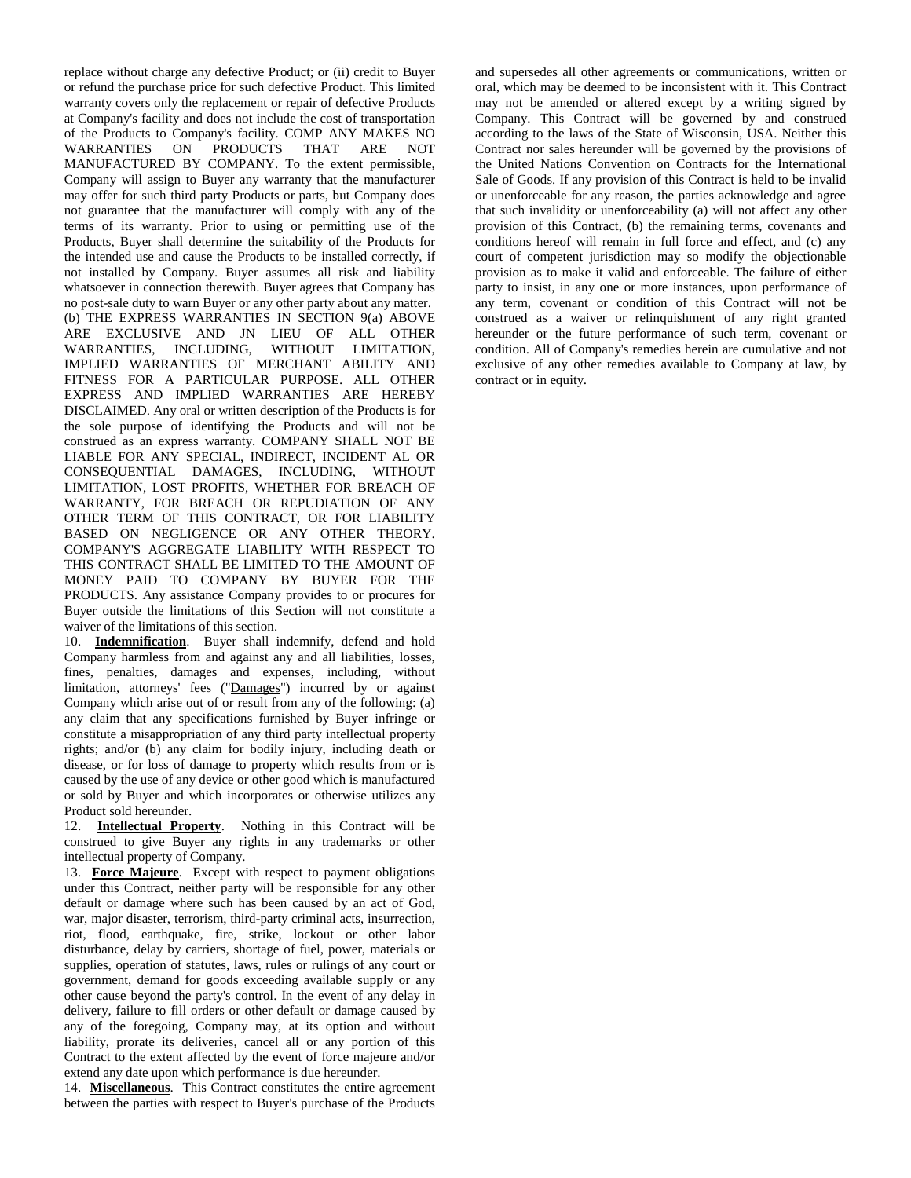replace without charge any defective Product; or (ii) credit to Buyer or refund the purchase price for such defective Product. This limited warranty covers only the replacement or repair of defective Products at Company's facility and does not include the cost of transportation of the Products to Company's facility. COMP ANY MAKES NO WARRANTIES ON PRODUCTS THAT ARE NOT MANUFACTURED BY COMPANY. To the extent permissible, Company will assign to Buyer any warranty that the manufacturer may offer for such third party Products or parts, but Company does not guarantee that the manufacturer will comply with any of the terms of its warranty. Prior to using or permitting use of the Products, Buyer shall determine the suitability of the Products for the intended use and cause the Products to be installed correctly, if not installed by Company. Buyer assumes all risk and liability whatsoever in connection therewith. Buyer agrees that Company has no post-sale duty to warn Buyer or any other party about any matter.

(b) THE EXPRESS WARRANTIES IN SECTION 9(a) ABOVE ARE EXCLUSIVE AND JN LIEU OF ALL OTHER WARRANTIES, INCLUDING, WITHOUT LIMITATION, IMPLIED WARRANTIES OF MERCHANT ABILITY AND FITNESS FOR A PARTICULAR PURPOSE. ALL OTHER EXPRESS AND IMPLIED WARRANTIES ARE HEREBY DISCLAIMED. Any oral or written description of the Products is for the sole purpose of identifying the Products and will not be construed as an express warranty. COMPANY SHALL NOT BE LIABLE FOR ANY SPECIAL, INDIRECT, INCIDENT AL OR CONSEQUENTIAL DAMAGES, INCLUDING, WITHOUT LIMITATION, LOST PROFITS, WHETHER FOR BREACH OF WARRANTY, FOR BREACH OR REPUDIATION OF ANY OTHER TERM OF THIS CONTRACT, OR FOR LIABILITY BASED ON NEGLIGENCE OR ANY OTHER THEORY. COMPANY'S AGGREGATE LIABILITY WITH RESPECT TO THIS CONTRACT SHALL BE LIMITED TO THE AMOUNT OF MONEY PAID TO COMPANY BY BUYER FOR THE PRODUCTS. Any assistance Company provides to or procures for Buyer outside the limitations of this Section will not constitute a waiver of the limitations of this section.

10. **Indemnification**. Buyer shall indemnify, defend and hold Company harmless from and against any and all liabilities, losses, fines, penalties, damages and expenses, including, without limitation, attorneys' fees ("Damages") incurred by or against Company which arise out of or result from any of the following: (a) any claim that any specifications furnished by Buyer infringe or constitute a misappropriation of any third party intellectual property rights; and/or (b) any claim for bodily injury, including death or disease, or for loss of damage to property which results from or is caused by the use of any device or other good which is manufactured or sold by Buyer and which incorporates or otherwise utilizes any Product sold hereunder.

12. **Intellectual Property**. Nothing in this Contract will be construed to give Buyer any rights in any trademarks or other intellectual property of Company.

13. **Force Majeure**. Except with respect to payment obligations under this Contract, neither party will be responsible for any other default or damage where such has been caused by an act of God, war, major disaster, terrorism, third-party criminal acts, insurrection, riot, flood, earthquake, fire, strike, lockout or other labor disturbance, delay by carriers, shortage of fuel, power, materials or supplies, operation of statutes, laws, rules or rulings of any court or government, demand for goods exceeding available supply or any other cause beyond the party's control. In the event of any delay in delivery, failure to fill orders or other default or damage caused by any of the foregoing, Company may, at its option and without liability, prorate its deliveries, cancel all or any portion of this Contract to the extent affected by the event of force majeure and/or extend any date upon which performance is due hereunder.

14. **Miscellaneous**. This Contract constitutes the entire agreement between the parties with respect to Buyer's purchase of the Products and supersedes all other agreements or communications, written or oral, which may be deemed to be inconsistent with it. This Contract may not be amended or altered except by a writing signed by Company. This Contract will be governed by and construed according to the laws of the State of Wisconsin, USA. Neither this Contract nor sales hereunder will be governed by the provisions of the United Nations Convention on Contracts for the International Sale of Goods. If any provision of this Contract is held to be invalid or unenforceable for any reason, the parties acknowledge and agree that such invalidity or unenforceability (a) will not affect any other provision of this Contract, (b) the remaining terms, covenants and conditions hereof will remain in full force and effect, and (c) any court of competent jurisdiction may so modify the objectionable provision as to make it valid and enforceable. The failure of either party to insist, in any one or more instances, upon performance of any term, covenant or condition of this Contract will not be construed as a waiver or relinquishment of any right granted hereunder or the future performance of such term, covenant or condition. All of Company's remedies herein are cumulative and not exclusive of any other remedies available to Company at law, by contract or in equity.